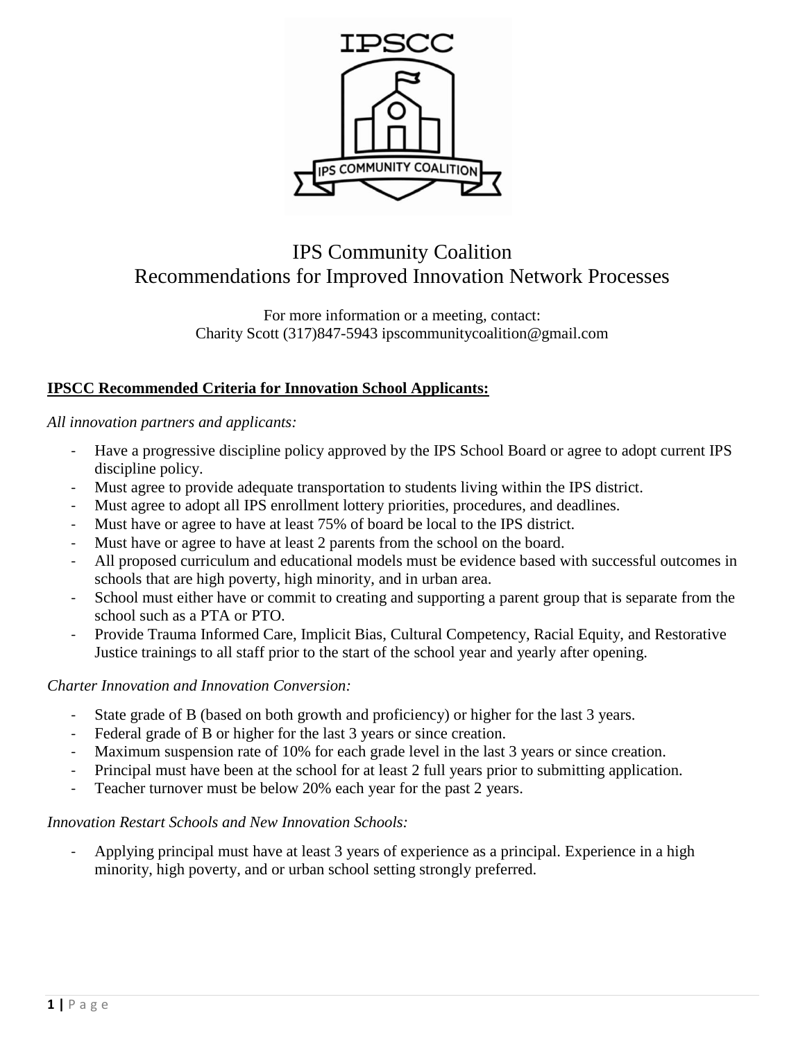# IPS Community Coalition
## Recommendations for Improved Innovation Network Processes

For more information or a meeting, contact:
Charity Scott (317)847-5943 ipscommunitycoalition@gmail.com

### IPSCC Recommended Criteria for Innovation School Applicants:

*All innovation partners and applicants:*

- Have a progressive discipline policy approved by the IPS School Board or agree to adopt current IPS discipline policy.
- Must agree to provide adequate transportation to students living within the IPS district.
- Must agree to adopt all IPS enrollment lottery priorities, procedures, and deadlines.
- Must have or agree to have at least 75% of board be local to the IPS district.
- Must have or agree to have at least 2 parents from the school on the board.
- All proposed curriculum and educational models must be evidence based with successful outcomes in schools that are high poverty, high minority, and in urban area.
- School must either have or commit to creating and supporting a parent group that is separate from the school such as a PTA or PTO.
- Provide Trauma Informed Care, Implicit Bias, Cultural Competency, Racial Equity, and Restorative Justice trainings to all staff prior to the start of the school year and yearly after opening.

*Charter Innovation and Innovation Conversion:*

- State grade of B (based on both growth and proficiency) or higher for the last 3 years.
- Federal grade of B or higher for the last 3 years or since creation.
- Maximum suspension rate of 10% for each grade level in the last 3 years or since creation.
- Principal must have been at the school for at least 2 full years prior to submitting application.
- Teacher turnover must be below 20% each year for the past 2 years.

*Innovation Restart Schools and New Innovation Schools:*

- Applying principal must have at least 3 years of experience as a principal. Experience in a high minority, high poverty, and or urban school setting strongly preferred.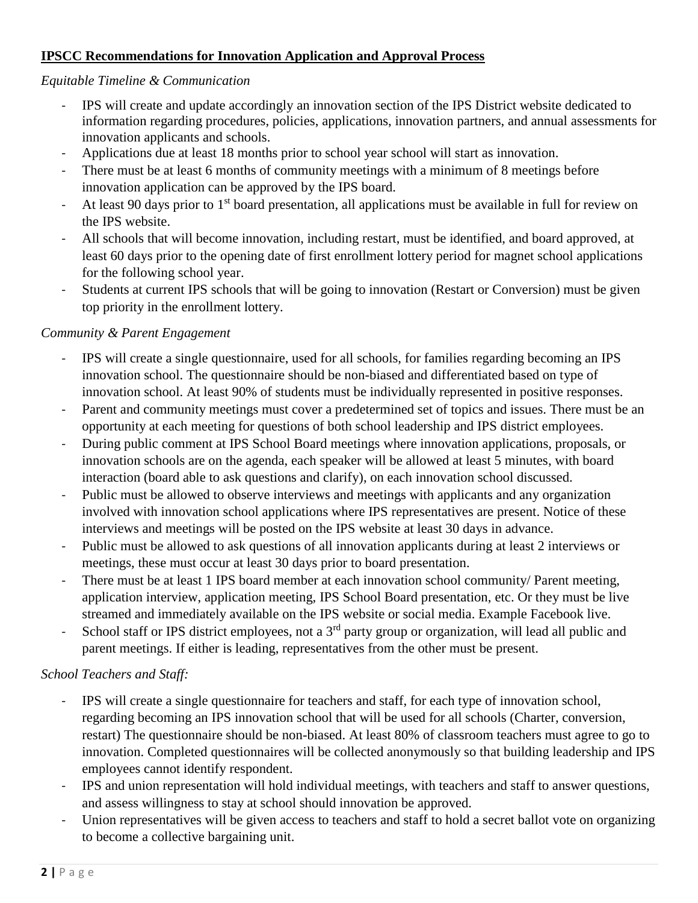**IPSCC Recommendations for Innovation Application and Approval Process**

*Equitable Timeline & Communication*

- IPS will create and update accordingly an innovation section of the IPS District website dedicated to information regarding procedures, policies, applications, innovation partners, and annual assessments for innovation applicants and schools.
- Applications due at least 18 months prior to school year school will start as innovation.
- There must be at least 6 months of community meetings with a minimum of 8 meetings before innovation application can be approved by the IPS board.
- At least 90 days prior to 1st board presentation, all applications must be available in full for review on the IPS website.
- All schools that will become innovation, including restart, must be identified, and board approved, at least 60 days prior to the opening date of first enrollment lottery period for magnet school applications for the following school year.
- Students at current IPS schools that will be going to innovation (Restart or Conversion) must be given top priority in the enrollment lottery.

*Community & Parent Engagement*

- IPS will create a single questionnaire, used for all schools, for families regarding becoming an IPS innovation school. The questionnaire should be non-biased and differentiated based on type of innovation school. At least 90% of students must be individually represented in positive responses.
- Parent and community meetings must cover a predetermined set of topics and issues. There must be an opportunity at each meeting for questions of both school leadership and IPS district employees.
- During public comment at IPS School Board meetings where innovation applications, proposals, or innovation schools are on the agenda, each speaker will be allowed at least 5 minutes, with board interaction (board able to ask questions and clarify), on each innovation school discussed.
- Public must be allowed to observe interviews and meetings with applicants and any organization involved with innovation school applications where IPS representatives are present. Notice of these interviews and meetings will be posted on the IPS website at least 30 days in advance.
- Public must be allowed to ask questions of all innovation applicants during at least 2 interviews or meetings, these must occur at least 30 days prior to board presentation.
- There must be at least 1 IPS board member at each innovation school community/ Parent meeting, application interview, application meeting, IPS School Board presentation, etc. Or they must be live streamed and immediately available on the IPS website or social media. Example Facebook live.
- School staff or IPS district employees, not a 3rd party group or organization, will lead all public and parent meetings. If either is leading, representatives from the other must be present.

*School Teachers and Staff:*

- IPS will create a single questionnaire for teachers and staff, for each type of innovation school, regarding becoming an IPS innovation school that will be used for all schools (Charter, conversion, restart) The questionnaire should be non-biased. At least 80% of classroom teachers must agree to go to innovation. Completed questionnaires will be collected anonymously so that building leadership and IPS employees cannot identify respondent.
- IPS and union representation will hold individual meetings, with teachers and staff to answer questions, and assess willingness to stay at school should innovation be approved.
- Union representatives will be given access to teachers and staff to hold a secret ballot vote on organizing to become a collective bargaining unit.